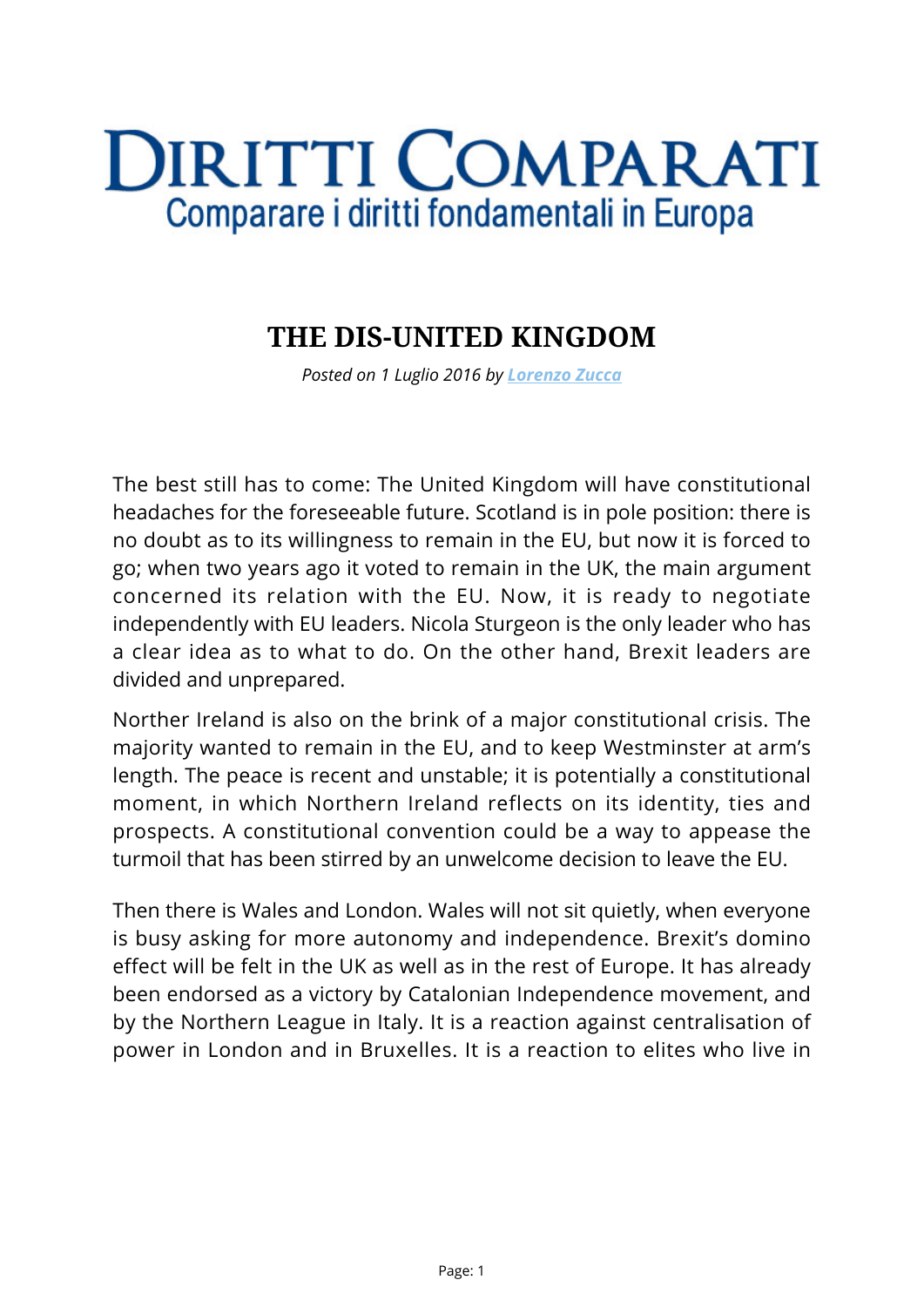# DIRITTI COMPARATI

Comparare i diritti fondamentali in Europa

## THE DIS-UNITED KINGDOM

*Posted on 1 Luglio 2016 by [Lorenzo Zucca]*

The best still has to come: The United Kingdom will have constitutional headaches for the foreseeable future. Scotland is in pole position: there is no doubt as to its willingness to remain in the EU, but now it is forced to go; when two years ago it voted to remain in the UK, the main argument concerned its relation with the EU. Now, it is ready to negotiate independently with EU leaders. Nicola Sturgeon is the only leader who has a clear idea as to what to do. On the other hand, Brexit leaders are divided and unprepared.

Norther Ireland is also on the brink of a major constitutional crisis. The majority wanted to remain in the EU, and to keep Westminster at arm's length. The peace is recent and unstable; it is potentially a constitutional moment, in which Northern Ireland reflects on its identity, ties and prospects. A constitutional convention could be a way to appease the turmoil that has been stirred by an unwelcome decision to leave the EU.

Then there is Wales and London. Wales will not sit quietly, when everyone is busy asking for more autonomy and independence. Brexit's domino effect will be felt in the UK as well as in the rest of Europe. It has already been endorsed as a victory by Catalonian Independence movement, and by the Northern League in Italy. It is a reaction against centralisation of power in London and in Bruxelles. It is a reaction to elites who live in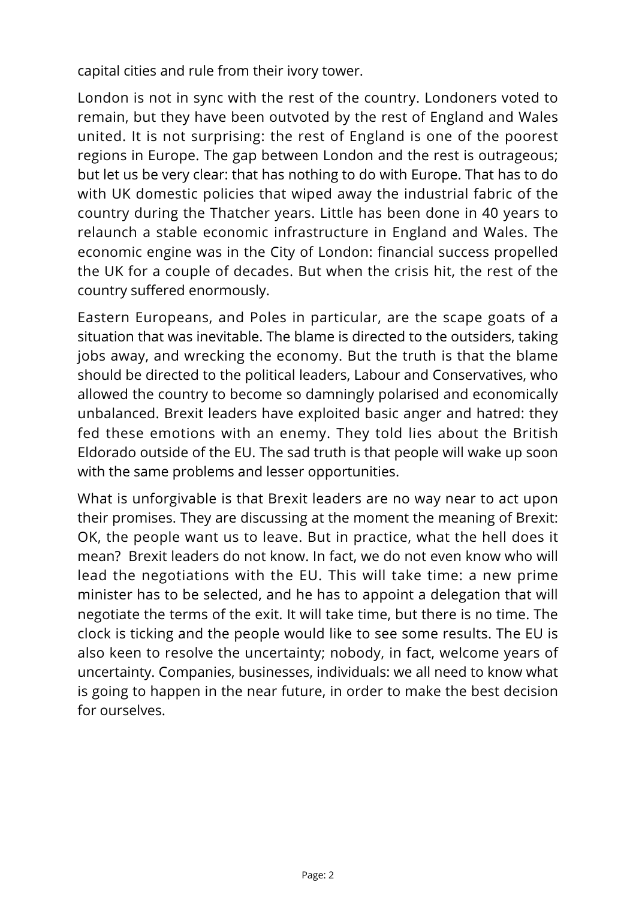capital cities and rule from their ivory tower.

London is not in sync with the rest of the country. Londoners voted to remain, but they have been outvoted by the rest of England and Wales united. It is not surprising: the rest of England is one of the poorest regions in Europe. The gap between London and the rest is outrageous; but let us be very clear: that has nothing to do with Europe. That has to do with UK domestic policies that wiped away the industrial fabric of the country during the Thatcher years. Little has been done in 40 years to relaunch a stable economic infrastructure in England and Wales. The economic engine was in the City of London: financial success propelled the UK for a couple of decades. But when the crisis hit, the rest of the country suffered enormously.

Eastern Europeans, and Poles in particular, are the scape goats of a situation that was inevitable. The blame is directed to the outsiders, taking jobs away, and wrecking the economy. But the truth is that the blame should be directed to the political leaders, Labour and Conservatives, who allowed the country to become so damningly polarised and economically unbalanced. Brexit leaders have exploited basic anger and hatred: they fed these emotions with an enemy. They told lies about the British Eldorado outside of the EU. The sad truth is that people will wake up soon with the same problems and lesser opportunities.

What is unforgivable is that Brexit leaders are no way near to act upon their promises. They are discussing at the moment the meaning of Brexit: OK, the people want us to leave. But in practice, what the hell does it mean? Brexit leaders do not know. In fact, we do not even know who will lead the negotiations with the EU. This will take time: a new prime minister has to be selected, and he has to appoint a delegation that will negotiate the terms of the exit. It will take time, but there is no time. The clock is ticking and the people would like to see some results. The EU is also keen to resolve the uncertainty; nobody, in fact, welcome years of uncertainty. Companies, businesses, individuals: we all need to know what is going to happen in the near future, in order to make the best decision for ourselves.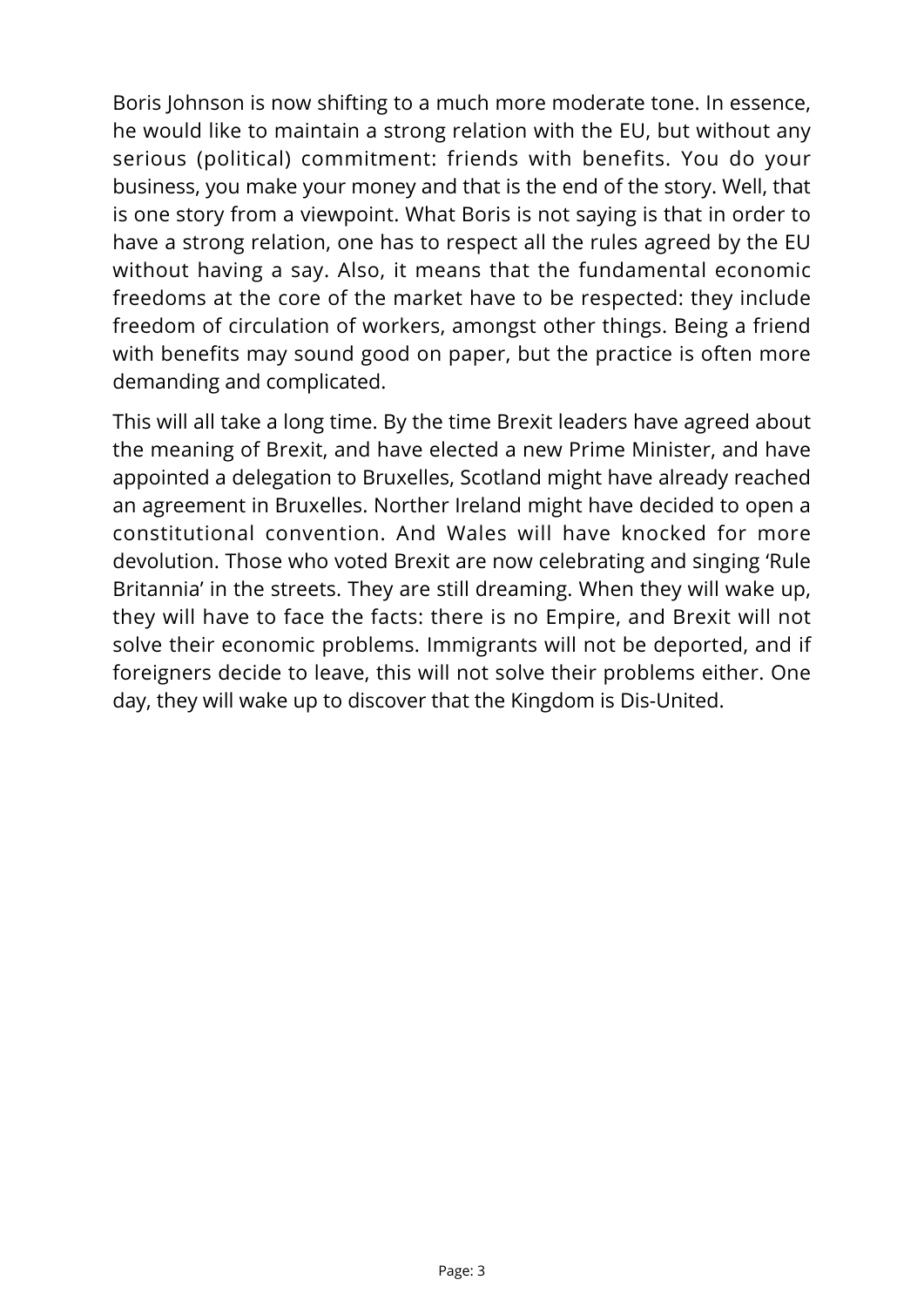Boris Johnson is now shifting to a much more moderate tone. In essence, he would like to maintain a strong relation with the EU, but without any serious (political) commitment: friends with benefits. You do your business, you make your money and that is the end of the story. Well, that is one story from a viewpoint. What Boris is not saying is that in order to have a strong relation, one has to respect all the rules agreed by the EU without having a say. Also, it means that the fundamental economic freedoms at the core of the market have to be respected: they include freedom of circulation of workers, amongst other things. Being a friend with benefits may sound good on paper, but the practice is often more demanding and complicated.

This will all take a long time. By the time Brexit leaders have agreed about the meaning of Brexit, and have elected a new Prime Minister, and have appointed a delegation to Bruxelles, Scotland might have already reached an agreement in Bruxelles. Norther Ireland might have decided to open a constitutional convention. And Wales will have knocked for more devolution. Those who voted Brexit are now celebrating and singing 'Rule Britannia' in the streets. They are still dreaming. When they will wake up, they will have to face the facts: there is no Empire, and Brexit will not solve their economic problems. Immigrants will not be deported, and if foreigners decide to leave, this will not solve their problems either. One day, they will wake up to discover that the Kingdom is Dis-United.